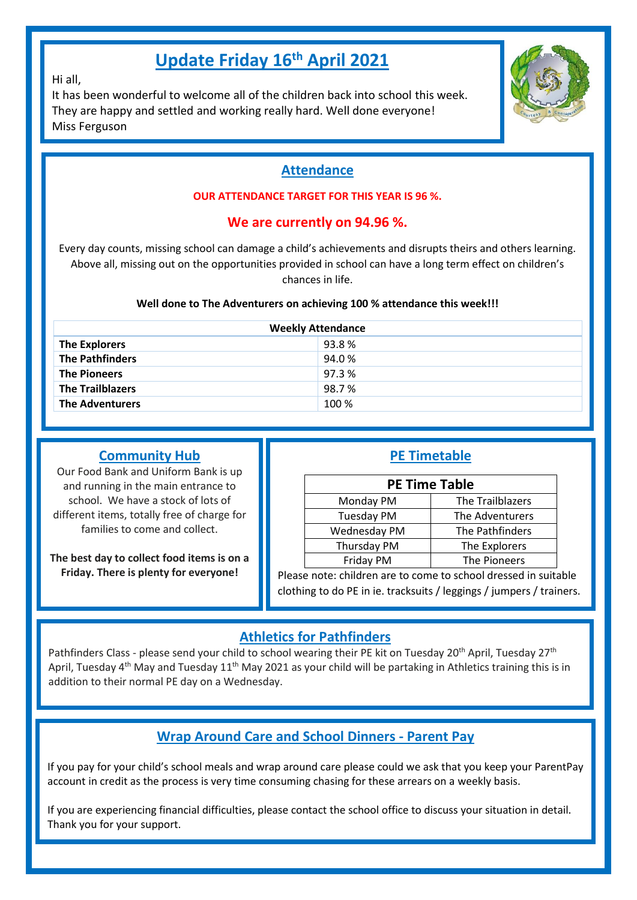# Update Friday 16th April 2021

Hi all,

It has been wonderful to welcome all of the children back into school this week. They are happy and settled and working really hard. Well done everyone!

Miss Ferguson

## Attendance

**OUR ATTENDANCE TARGET FOR THIS YEAR IS 96 %.**

**We are currently on 94.96 %.**

Every day counts, missing school can damage a child's achievements and disrupts theirs and others learning. Above all, missing out on the opportunities provided in school can have a long term effect on children's chances in life.

**Well done to The Adventurers on achieving 100 % attendance this week!!!**

| Weekly Attendance | |
|---|---|
| **The Explorers** | 93.8 % |
| **The Pathfinders** | 94.0 % |
| **The Pioneers** | 97.3 % |
| **The Trailblazers** | 98.7 % |
| **The Adventurers** | 100 % |

## Community Hub

Our Food Bank and Uniform Bank is up and running in the main entrance to school. We have a stock of lots of different items, totally free of charge for families to come and collect.

**The best day to collect food items is on a Friday. There is plenty for everyone!**

## PE Timetable

| PE Time Table | |
|---|---|
| Monday PM | The Trailblazers |
| Tuesday PM | The Adventurers |
| Wednesday PM | The Pathfinders |
| Thursday PM | The Explorers |
| Friday PM | The Pioneers |

Please note: children are to come to school dressed in suitable clothing to do PE in ie. tracksuits / leggings / jumpers / trainers.

## Athletics for Pathfinders

Pathfinders Class - please send your child to school wearing their PE kit on Tuesday 20th April, Tuesday 27th April, Tuesday 4th May and Tuesday 11th May 2021 as your child will be partaking in Athletics training this is in addition to their normal PE day on a Wednesday.

## Wrap Around Care and School Dinners - Parent Pay

If you pay for your child's school meals and wrap around care please could we ask that you keep your ParentPay account in credit as the process is very time consuming chasing for these arrears on a weekly basis.

If you are experiencing financial difficulties, please contact the school office to discuss your situation in detail. Thank you for your support.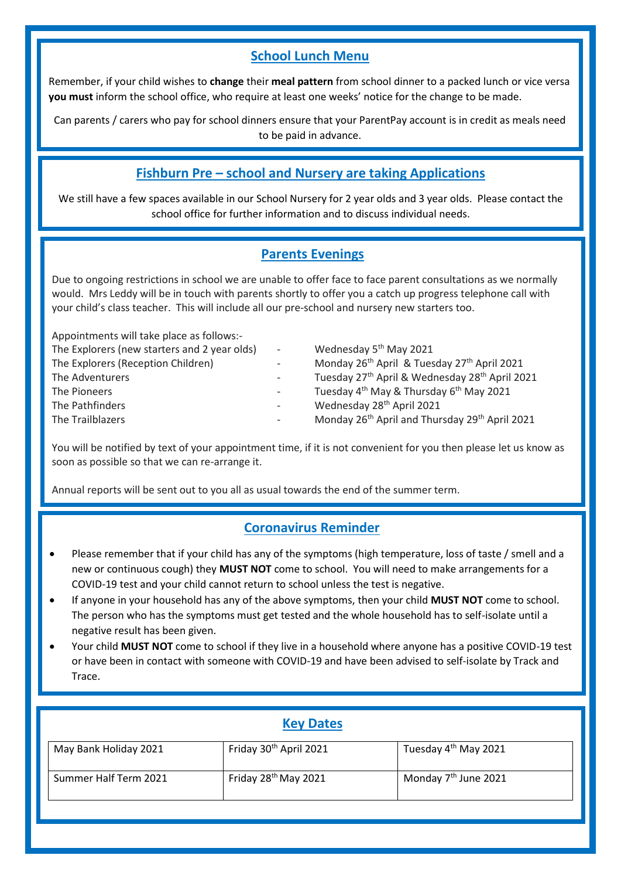## School Lunch Menu

Remember, if your child wishes to **change** their **meal pattern** from school dinner to a packed lunch or vice versa **you must** inform the school office, who require at least one weeks' notice for the change to be made.

Can parents / carers who pay for school dinners ensure that your ParentPay account is in credit as meals need to be paid in advance.

## Fishburn Pre – school and Nursery are taking Applications

We still have a few spaces available in our School Nursery for 2 year olds and 3 year olds. Please contact the school office for further information and to discuss individual needs.

## Parents Evenings

Due to ongoing restrictions in school we are unable to offer face to face parent consultations as we normally would. Mrs Leddy will be in touch with parents shortly to offer you a catch up progress telephone call with your child's class teacher. This will include all our pre-school and nursery new starters too.

Appointments will take place as follows:-

The Explorers (new starters and 2 year olds) - Wednesday 5th May 2021
The Explorers (Reception Children) - Monday 26th April & Tuesday 27th April 2021
The Adventurers - Tuesday 27th April & Wednesday 28th April 2021
The Pioneers - Tuesday 4th May & Thursday 6th May 2021
The Pathfinders - Wednesday 28th April 2021
The Trailblazers - Monday 26th April and Thursday 29th April 2021

You will be notified by text of your appointment time, if it is not convenient for you then please let us know as soon as possible so that we can re-arrange it.

Annual reports will be sent out to you all as usual towards the end of the summer term.

## Coronavirus Reminder

- Please remember that if your child has any of the symptoms (high temperature, loss of taste / smell and a new or continuous cough) they **MUST NOT** come to school. You will need to make arrangements for a COVID-19 test and your child cannot return to school unless the test is negative.
- If anyone in your household has any of the above symptoms, then your child **MUST NOT** come to school. The person who has the symptoms must get tested and the whole household has to self-isolate until a negative result has been given.
- Your child **MUST NOT** come to school if they live in a household where anyone has a positive COVID-19 test or have been in contact with someone with COVID-19 and have been advised to self-isolate by Track and Trace.

## Key Dates

| | | |
|---|---|---|
| May Bank Holiday 2021 | Friday 30th April 2021 | Tuesday 4th May 2021 |
| Summer Half Term 2021 | Friday 28th May 2021 | Monday 7th June 2021 |